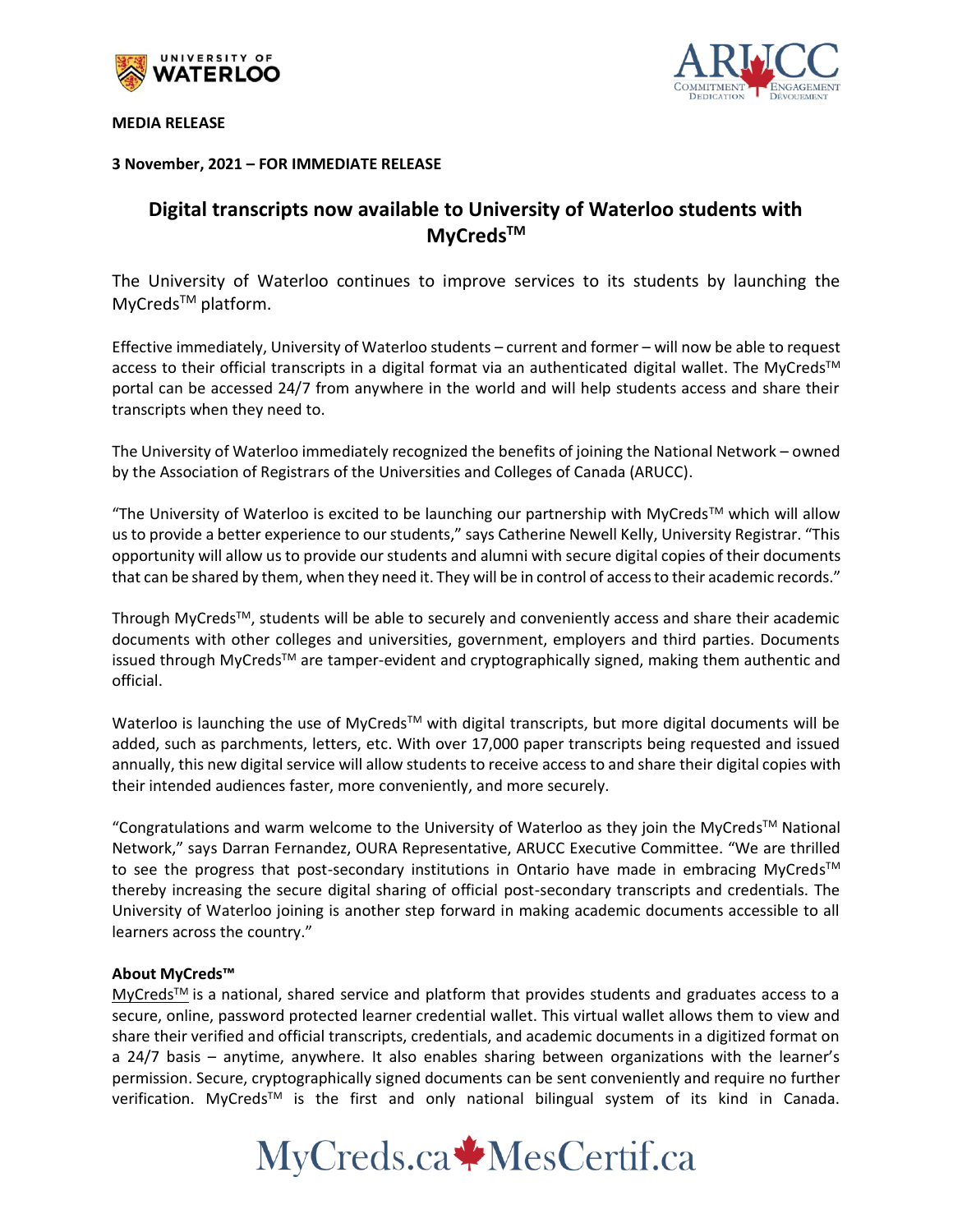**MEDIA RELEASE**

**3 November, 2021 – FOR IMMEDIATE RELEASE**

# Digital transcripts now available to University of Waterloo students with MyCreds™

The University of Waterloo continues to improve services to its students by launching the MyCreds™ platform.

Effective immediately, University of Waterloo students – current and former – will now be able to request access to their official transcripts in a digital format via an authenticated digital wallet. The MyCreds™ portal can be accessed 24/7 from anywhere in the world and will help students access and share their transcripts when they need to.

The University of Waterloo immediately recognized the benefits of joining the National Network – owned by the Association of Registrars of the Universities and Colleges of Canada (ARUCC).

"The University of Waterloo is excited to be launching our partnership with MyCreds™ which will allow us to provide a better experience to our students," says Catherine Newell Kelly, University Registrar. "This opportunity will allow us to provide our students and alumni with secure digital copies of their documents that can be shared by them, when they need it. They will be in control of access to their academic records."

Through MyCreds™, students will be able to securely and conveniently access and share their academic documents with other colleges and universities, government, employers and third parties. Documents issued through MyCreds™ are tamper-evident and cryptographically signed, making them authentic and official.

Waterloo is launching the use of MyCreds™ with digital transcripts, but more digital documents will be added, such as parchments, letters, etc. With over 17,000 paper transcripts being requested and issued annually, this new digital service will allow students to receive access to and share their digital copies with their intended audiences faster, more conveniently, and more securely.

"Congratulations and warm welcome to the University of Waterloo as they join the MyCreds™ National Network," says Darran Fernandez, OURA Representative, ARUCC Executive Committee. "We are thrilled to see the progress that post-secondary institutions in Ontario have made in embracing MyCreds™ thereby increasing the secure digital sharing of official post-secondary transcripts and credentials. The University of Waterloo joining is another step forward in making academic documents accessible to all learners across the country."

**About MyCreds™**

MyCreds™ is a national, shared service and platform that provides students and graduates access to a secure, online, password protected learner credential wallet. This virtual wallet allows them to view and share their verified and official transcripts, credentials, and academic documents in a digitized format on a 24/7 basis – anytime, anywhere. It also enables sharing between organizations with the learner's permission. Secure, cryptographically signed documents can be sent conveniently and require no further verification. MyCreds™ is the first and only national bilingual system of its kind in Canada.

MyCreds.ca MesCertif.ca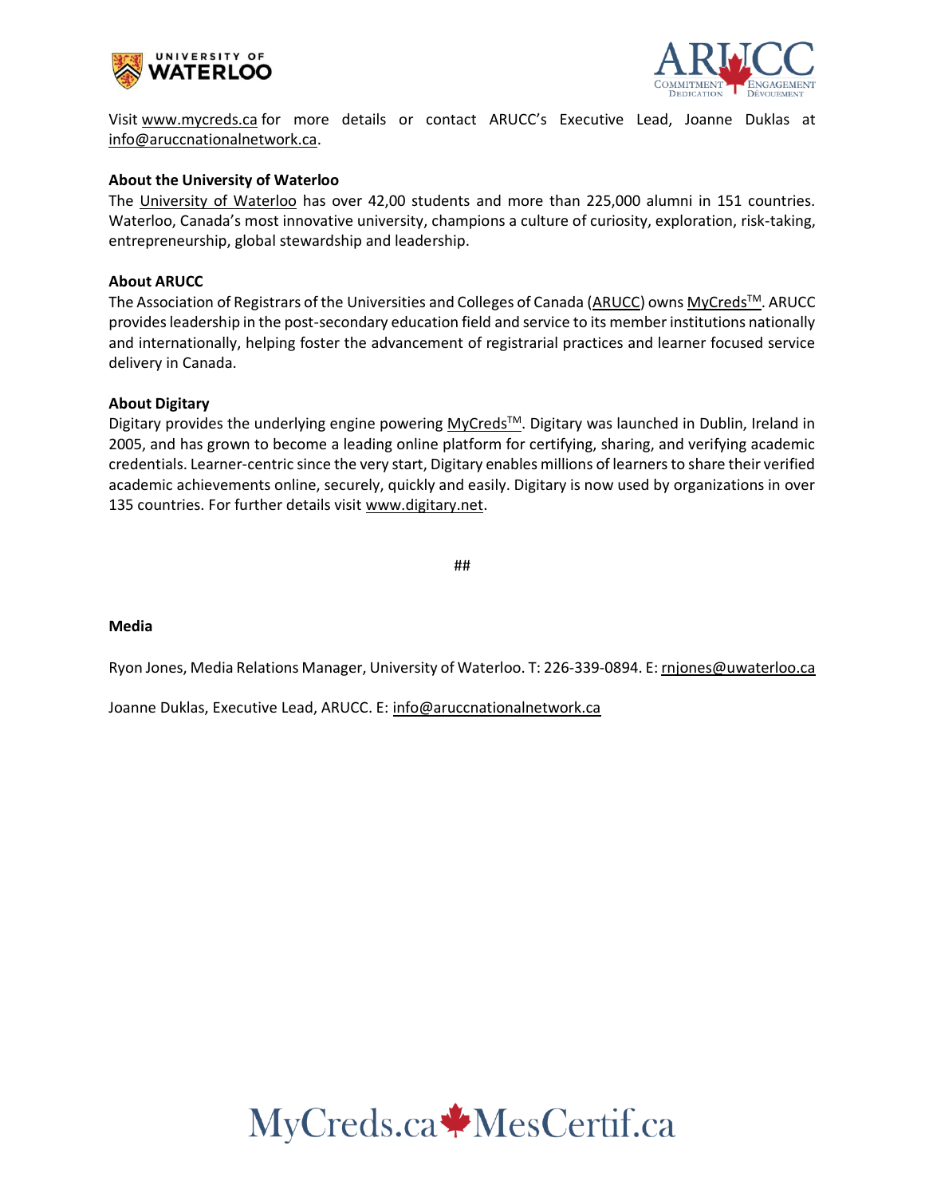Visit www.mycreds.ca for more details or contact ARUCC's Executive Lead, Joanne Duklas at info@aruccnationalnetwork.ca.

**About the University of Waterloo**

The University of Waterloo has over 42,00 students and more than 225,000 alumni in 151 countries. Waterloo, Canada's most innovative university, champions a culture of curiosity, exploration, risk-taking, entrepreneurship, global stewardship and leadership.

**About ARUCC**

The Association of Registrars of the Universities and Colleges of Canada (ARUCC) owns MyCreds™. ARUCC provides leadership in the post-secondary education field and service to its member institutions nationally and internationally, helping foster the advancement of registrarial practices and learner focused service delivery in Canada.

**About Digitary**

Digitary provides the underlying engine powering MyCreds™. Digitary was launched in Dublin, Ireland in 2005, and has grown to become a leading online platform for certifying, sharing, and verifying academic credentials. Learner-centric since the very start, Digitary enables millions of learners to share their verified academic achievements online, securely, quickly and easily. Digitary is now used by organizations in over 135 countries. For further details visit www.digitary.net.

##

**Media**

Ryon Jones, Media Relations Manager, University of Waterloo. T: 226-339-0894. E: rnjones@uwaterloo.ca

Joanne Duklas, Executive Lead, ARUCC. E: info@aruccnationalnetwork.ca